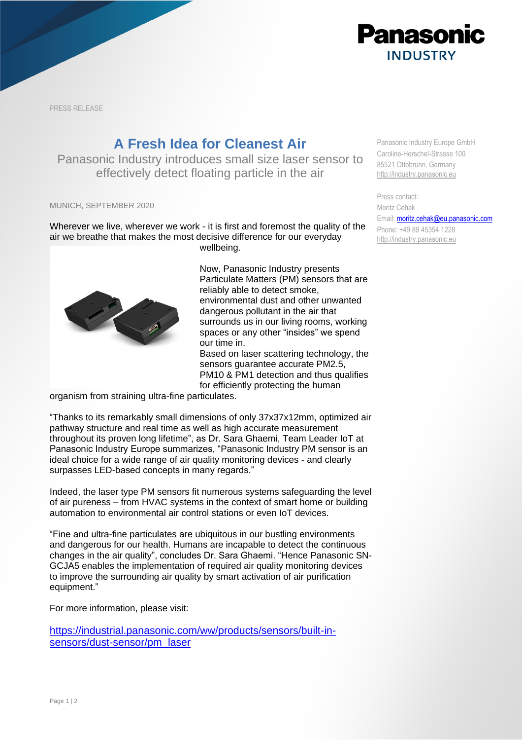PRESS RELEASE

# A Fresh Idea for Cleanest Air

Panasonic Industry introduces small size laser sensor to effectively detect floating particle in the air

Panasonic Industry Europe GmbH
Caroline-Herschel-Strasse 100
85521 Ottobrunn, Germany
http://industry.panasonic.eu

Press contact:
Moritz Cehak
Email: moritz.cehak@eu.panasonic.com
Phone: +49 89 45354 1228
http://industry.panasonic.eu

MUNICH, SEPTEMBER 2020

Wherever we live, wherever we work - it is first and foremost the quality of the air we breathe that makes the most decisive difference for our everyday wellbeing.

Now, Panasonic Industry presents Particulate Matters (PM) sensors that are reliably able to detect smoke, environmental dust and other unwanted dangerous pollutant in the air that surrounds us in our living rooms, working spaces or any other "insides" we spend our time in.
Based on laser scattering technology, the sensors guarantee accurate PM2.5, PM10 & PM1 detection and thus qualifies for efficiently protecting the human organism from straining ultra-fine particulates.

"Thanks to its remarkably small dimensions of only 37x37x12mm, optimized air pathway structure and real time as well as high accurate measurement throughout its proven long lifetime", as Dr. Sara Ghaemi, Team Leader IoT at Panasonic Industry Europe summarizes, "Panasonic Industry PM sensor is an ideal choice for a wide range of air quality monitoring devices - and clearly surpasses LED-based concepts in many regards."

Indeed, the laser type PM sensors fit numerous systems safeguarding the level of air pureness – from HVAC systems in the context of smart home or building automation to environmental air control stations or even IoT devices.

"Fine and ultra-fine particulates are ubiquitous in our bustling environments and dangerous for our health. Humans are incapable to detect the continuous changes in the air quality", concludes Dr. Sara Ghaemi. "Hence Panasonic SN-GCJA5 enables the implementation of required air quality monitoring devices to improve the surrounding air quality by smart activation of air purification equipment."

For more information, please visit:

https://industrial.panasonic.com/ww/products/sensors/built-in-sensors/dust-sensor/pm_laser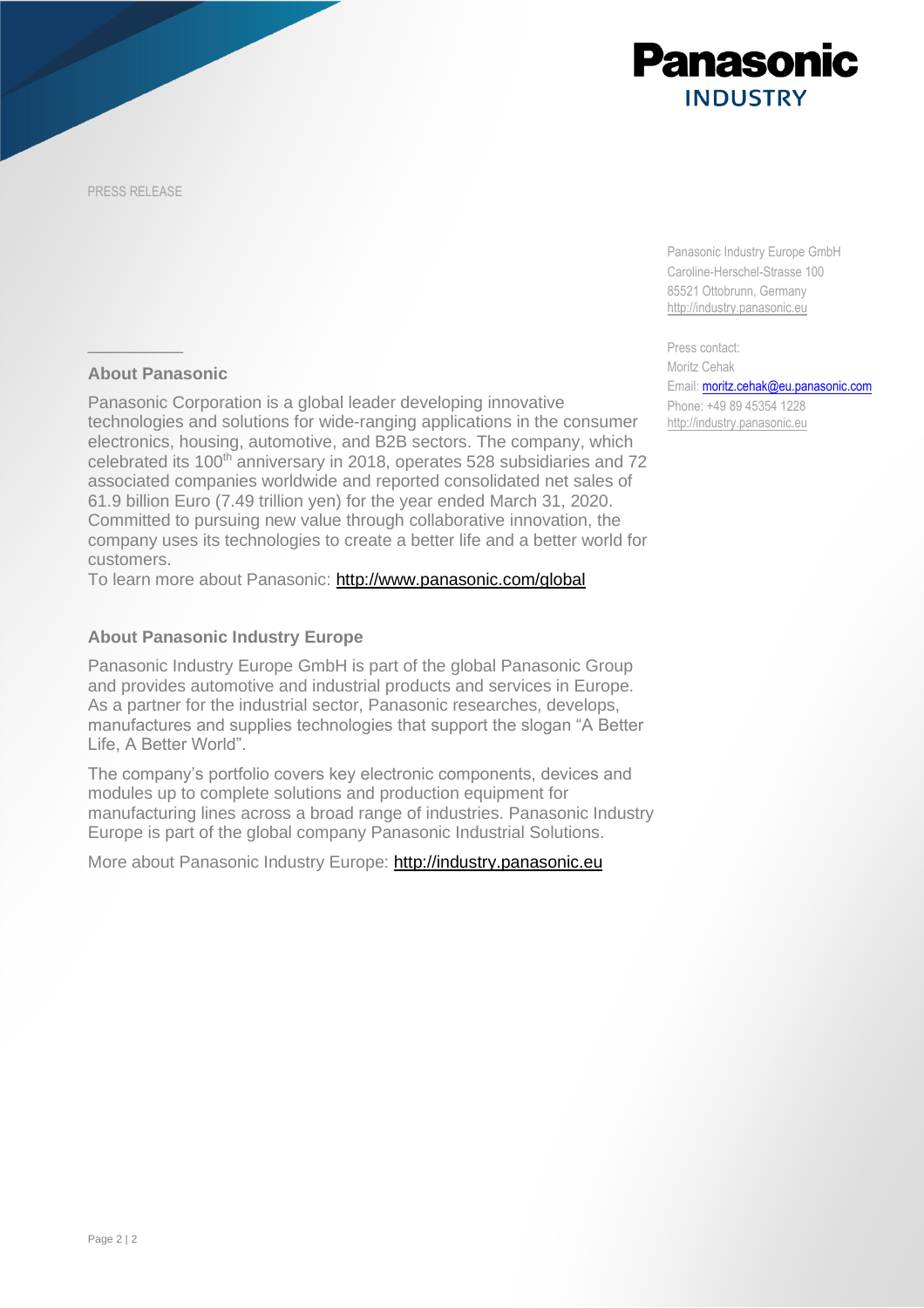PRESS RELEASE

Panasonic Industry Europe GmbH
Caroline-Herschel-Strasse 100
85521 Ottobrunn, Germany
http://industry.panasonic.eu

Press contact:
Moritz Cehak
Email: moritz.cehak@eu.panasonic.com
Phone: +49 89 45354 1228
http://industry.panasonic.eu

---

### About Panasonic

Panasonic Corporation is a global leader developing innovative technologies and solutions for wide-ranging applications in the consumer electronics, housing, automotive, and B2B sectors. The company, which celebrated its 100th anniversary in 2018, operates 528 subsidiaries and 72 associated companies worldwide and reported consolidated net sales of 61.9 billion Euro (7.49 trillion yen) for the year ended March 31, 2020. Committed to pursuing new value through collaborative innovation, the company uses its technologies to create a better life and a better world for customers.
To learn more about Panasonic: http://www.panasonic.com/global

### About Panasonic Industry Europe

Panasonic Industry Europe GmbH is part of the global Panasonic Group and provides automotive and industrial products and services in Europe. As a partner for the industrial sector, Panasonic researches, develops, manufactures and supplies technologies that support the slogan "A Better Life, A Better World".

The company's portfolio covers key electronic components, devices and modules up to complete solutions and production equipment for manufacturing lines across a broad range of industries. Panasonic Industry Europe is part of the global company Panasonic Industrial Solutions.

More about Panasonic Industry Europe: http://industry.panasonic.eu